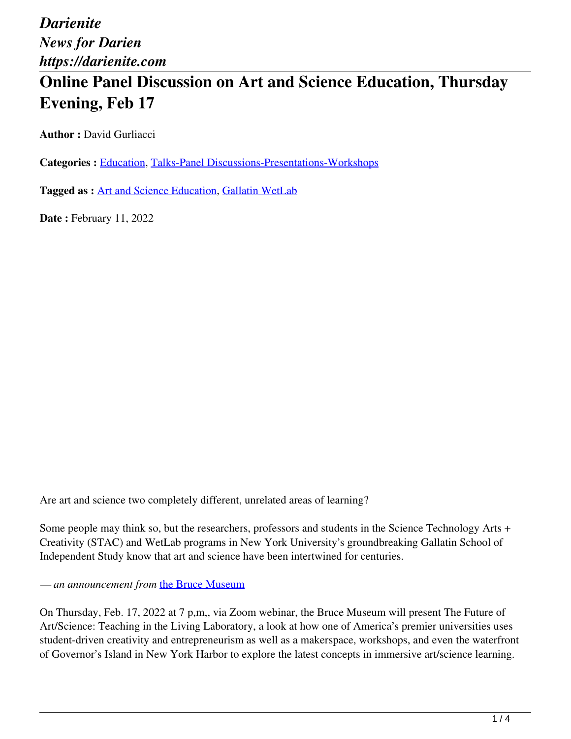*Darienite*
*News for Darien*
*https://darienite.com*

# Online Panel Discussion on Art and Science Education, Thursday Evening, Feb 17

**Author :** David Gurliacci

**Categories :** Education, Talks-Panel Discussions-Presentations-Workshops

**Tagged as :** Art and Science Education, Gallatin WetLab

**Date :** February 11, 2022

Are art and science two completely different, unrelated areas of learning?

Some people may think so, but the researchers, professors and students in the Science Technology Arts + Creativity (STAC) and WetLab programs in New York University's groundbreaking Gallatin School of Independent Study know that art and science have been intertwined for centuries.

*— an announcement from* the Bruce Museum

On Thursday, Feb. 17, 2022 at 7 p,m,, via Zoom webinar, the Bruce Museum will present The Future of Art/Science: Teaching in the Living Laboratory, a look at how one of America's premier universities uses student-driven creativity and entrepreneurism as well as a makerspace, workshops, and even the waterfront of Governor's Island in New York Harbor to explore the latest concepts in immersive art/science learning.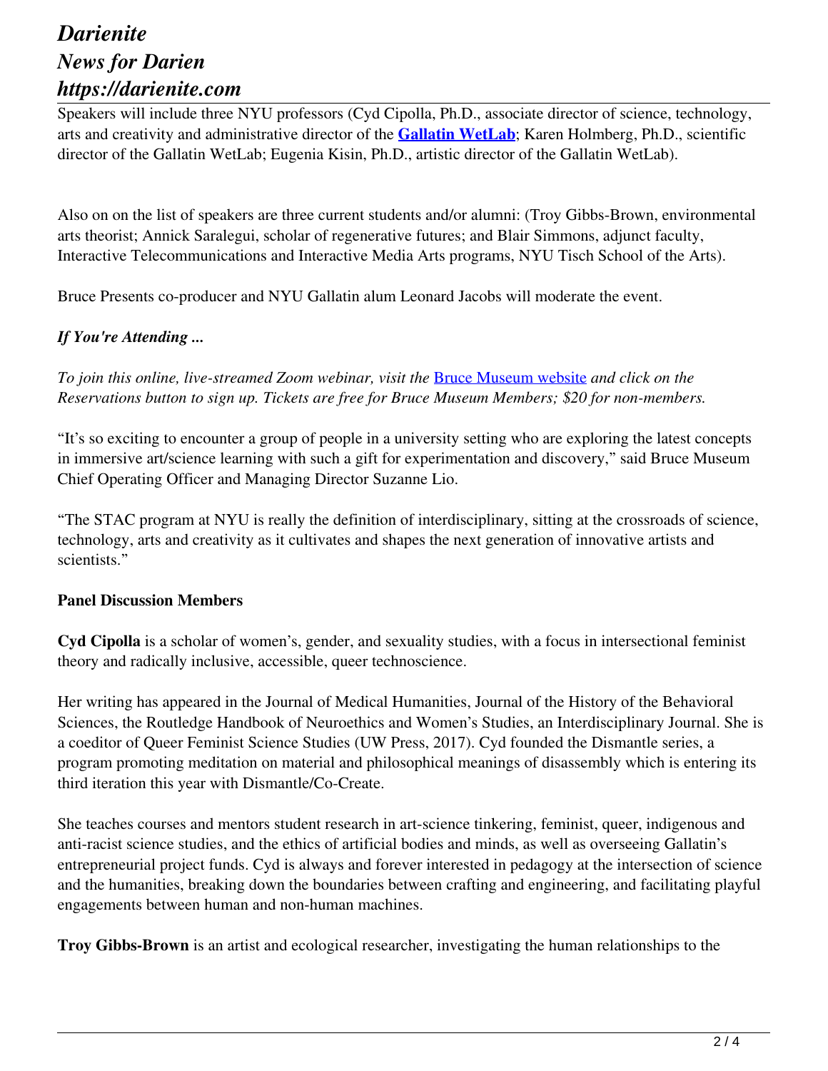Speakers will include three NYU professors (Cyd Cipolla, Ph.D., associate director of science, technology, arts and creativity and administrative director of the **[Gallatin WetLab](#)**; Karen Holmberg, Ph.D., scientific director of the Gallatin WetLab; Eugenia Kisin, Ph.D., artistic director of the Gallatin WetLab).

Also on on the list of speakers are three current students and/or alumni: (Troy Gibbs-Brown, environmental arts theorist; Annick Saralegui, scholar of regenerative futures; and Blair Simmons, adjunct faculty, Interactive Telecommunications and Interactive Media Arts programs, NYU Tisch School of the Arts).

Bruce Presents co-producer and NYU Gallatin alum Leonard Jacobs will moderate the event.

### *If You're Attending ...*

*To join this online, live-streamed Zoom webinar, visit the* [Bruce Museum website](#) *and click on the Reservations button to sign up. Tickets are free for Bruce Museum Members; $20 for non-members.*

"It's so exciting to encounter a group of people in a university setting who are exploring the latest concepts in immersive art/science learning with such a gift for experimentation and discovery," said Bruce Museum Chief Operating Officer and Managing Director Suzanne Lio.

"The STAC program at NYU is really the definition of interdisciplinary, sitting at the crossroads of science, technology, arts and creativity as it cultivates and shapes the next generation of innovative artists and scientists."

### Panel Discussion Members

**Cyd Cipolla** is a scholar of women's, gender, and sexuality studies, with a focus in intersectional feminist theory and radically inclusive, accessible, queer technoscience.

Her writing has appeared in the Journal of Medical Humanities, Journal of the History of the Behavioral Sciences, the Routledge Handbook of Neuroethics and Women's Studies, an Interdisciplinary Journal. She is a coeditor of Queer Feminist Science Studies (UW Press, 2017). Cyd founded the Dismantle series, a program promoting meditation on material and philosophical meanings of disassembly which is entering its third iteration this year with Dismantle/Co-Create.

She teaches courses and mentors student research in art-science tinkering, feminist, queer, indigenous and anti-racist science studies, and the ethics of artificial bodies and minds, as well as overseeing Gallatin's entrepreneurial project funds. Cyd is always and forever interested in pedagogy at the intersection of science and the humanities, breaking down the boundaries between crafting and engineering, and facilitating playful engagements between human and non-human machines.

**Troy Gibbs-Brown** is an artist and ecological researcher, investigating the human relationships to the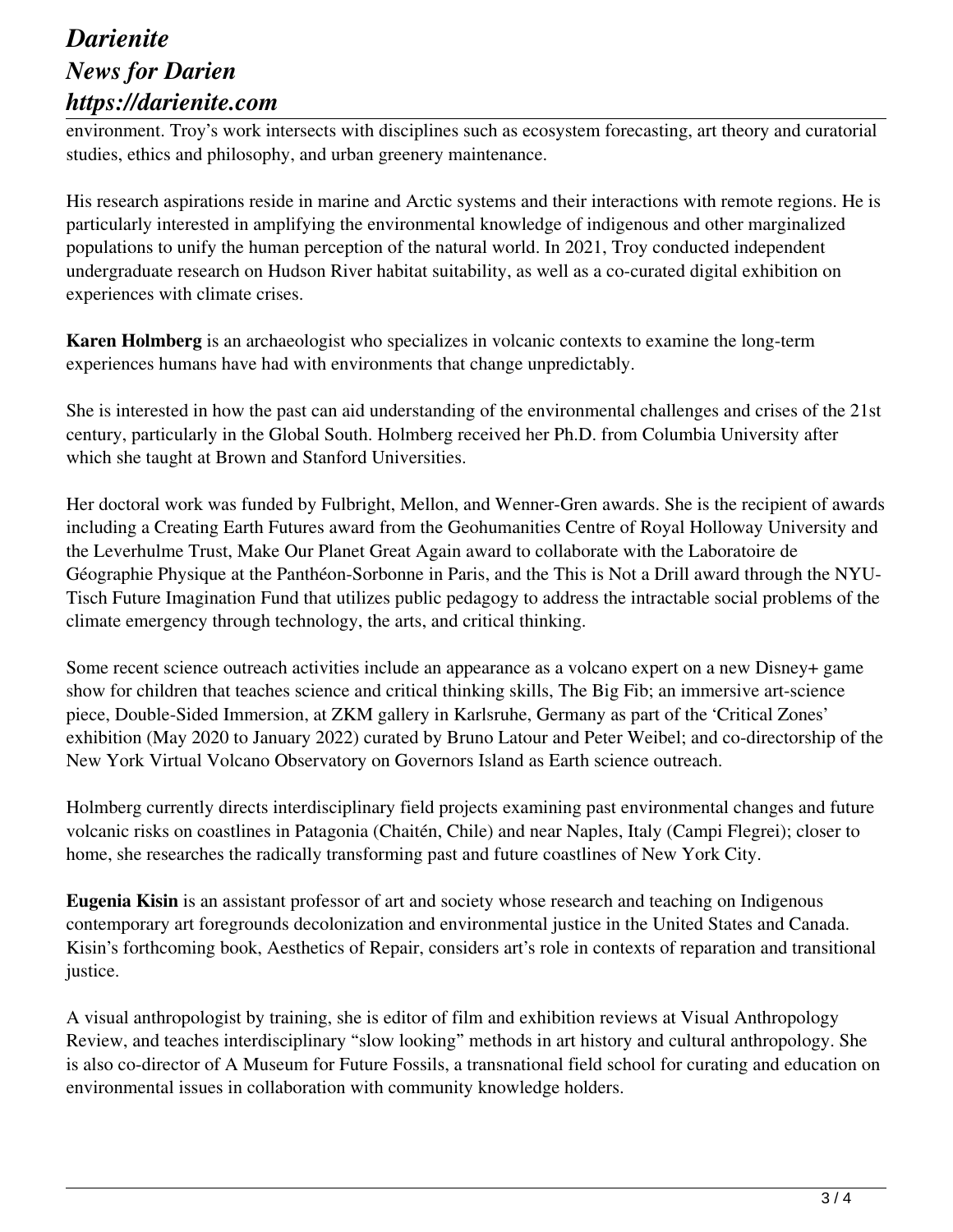environment. Troy's work intersects with disciplines such as ecosystem forecasting, art theory and curatorial studies, ethics and philosophy, and urban greenery maintenance.

His research aspirations reside in marine and Arctic systems and their interactions with remote regions. He is particularly interested in amplifying the environmental knowledge of indigenous and other marginalized populations to unify the human perception of the natural world. In 2021, Troy conducted independent undergraduate research on Hudson River habitat suitability, as well as a co-curated digital exhibition on experiences with climate crises.

**Karen Holmberg** is an archaeologist who specializes in volcanic contexts to examine the long-term experiences humans have had with environments that change unpredictably.

She is interested in how the past can aid understanding of the environmental challenges and crises of the 21st century, particularly in the Global South. Holmberg received her Ph.D. from Columbia University after which she taught at Brown and Stanford Universities.

Her doctoral work was funded by Fulbright, Mellon, and Wenner-Gren awards. She is the recipient of awards including a Creating Earth Futures award from the Geohumanities Centre of Royal Holloway University and the Leverhulme Trust, Make Our Planet Great Again award to collaborate with the Laboratoire de Géographie Physique at the Panthéon-Sorbonne in Paris, and the This is Not a Drill award through the NYU-Tisch Future Imagination Fund that utilizes public pedagogy to address the intractable social problems of the climate emergency through technology, the arts, and critical thinking.

Some recent science outreach activities include an appearance as a volcano expert on a new Disney+ game show for children that teaches science and critical thinking skills, The Big Fib; an immersive art-science piece, Double-Sided Immersion, at ZKM gallery in Karlsruhe, Germany as part of the 'Critical Zones' exhibition (May 2020 to January 2022) curated by Bruno Latour and Peter Weibel; and co-directorship of the New York Virtual Volcano Observatory on Governors Island as Earth science outreach.

Holmberg currently directs interdisciplinary field projects examining past environmental changes and future volcanic risks on coastlines in Patagonia (Chaitén, Chile) and near Naples, Italy (Campi Flegrei); closer to home, she researches the radically transforming past and future coastlines of New York City.

**Eugenia Kisin** is an assistant professor of art and society whose research and teaching on Indigenous contemporary art foregrounds decolonization and environmental justice in the United States and Canada. Kisin's forthcoming book, Aesthetics of Repair, considers art's role in contexts of reparation and transitional justice.

A visual anthropologist by training, she is editor of film and exhibition reviews at Visual Anthropology Review, and teaches interdisciplinary "slow looking" methods in art history and cultural anthropology. She is also co-director of A Museum for Future Fossils, a transnational field school for curating and education on environmental issues in collaboration with community knowledge holders.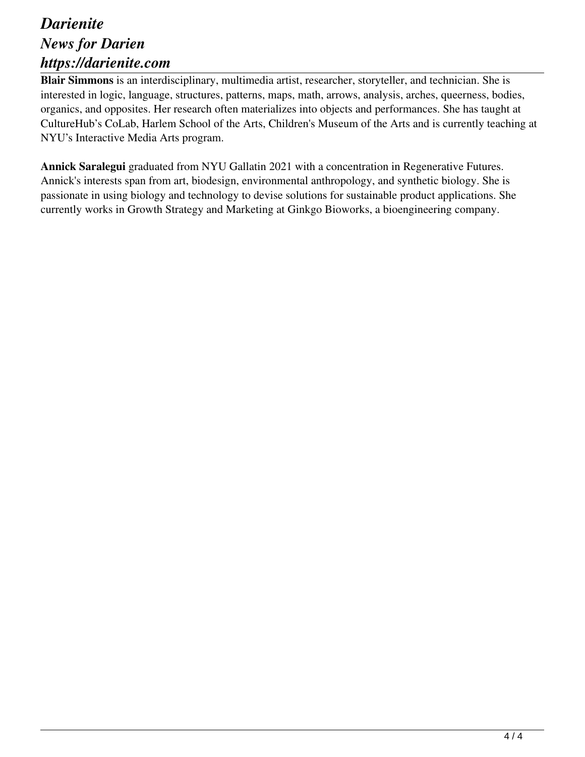**Blair Simmons** is an interdisciplinary, multimedia artist, researcher, storyteller, and technician. She is interested in logic, language, structures, patterns, maps, math, arrows, analysis, arches, queerness, bodies, organics, and opposites. Her research often materializes into objects and performances. She has taught at CultureHub's CoLab, Harlem School of the Arts, Children's Museum of the Arts and is currently teaching at NYU's Interactive Media Arts program.

**Annick Saralegui** graduated from NYU Gallatin 2021 with a concentration in Regenerative Futures. Annick's interests span from art, biodesign, environmental anthropology, and synthetic biology. She is passionate in using biology and technology to devise solutions for sustainable product applications. She currently works in Growth Strategy and Marketing at Ginkgo Bioworks, a bioengineering company.